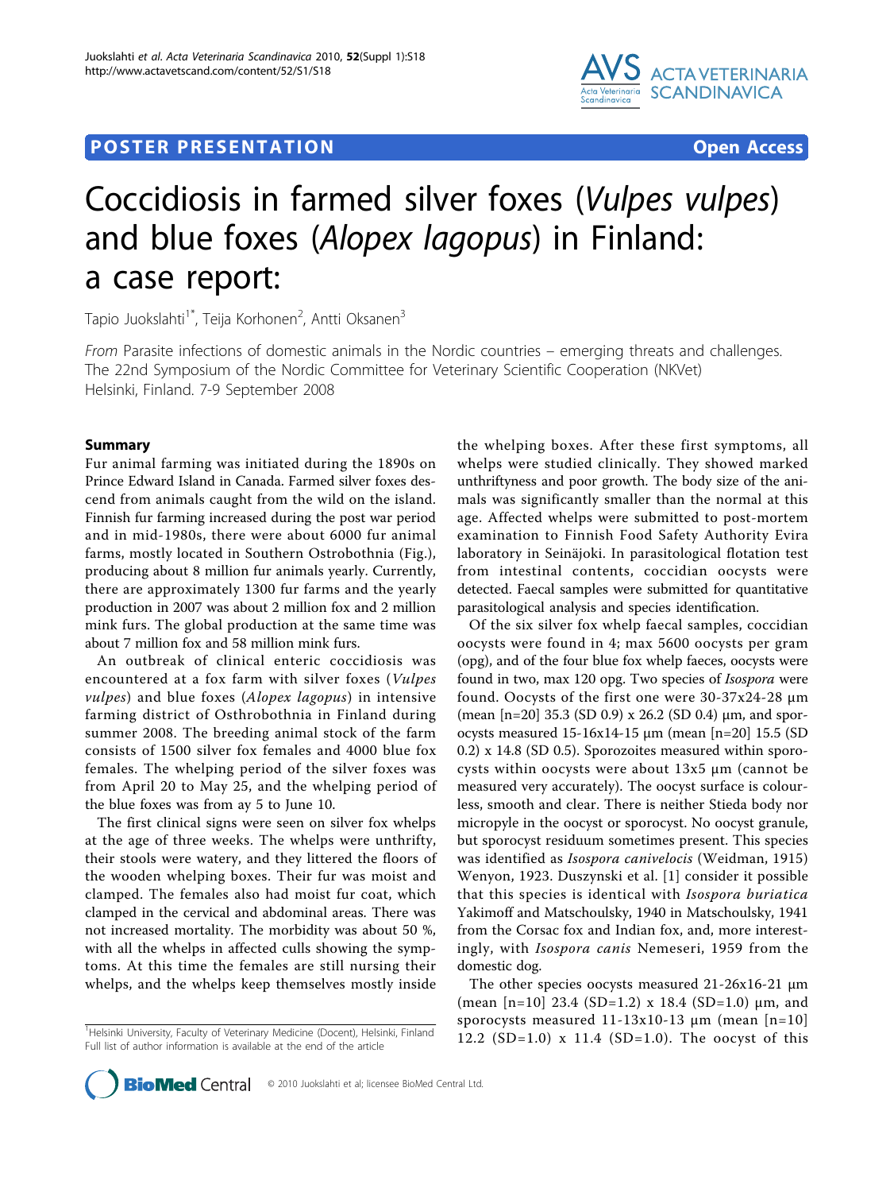POSTER PRESENTATION **Open Access**

# Coccidiosis in farmed silver foxes (*Vulpes vulpes*) and blue foxes (*Alopex lagopus*) in Finland: a case report:

Tapio Juokslahti[1*], Teija Korhonen[2], Antti Oksanen[3]

*From* Parasite infections of domestic animals in the Nordic countries – emerging threats and challenges. The 22nd Symposium of the Nordic Committee for Veterinary Scientific Cooperation (NKVet) Helsinki, Finland. 7-9 September 2008

## Summary

Fur animal farming was initiated during the 1890s on Prince Edward Island in Canada. Farmed silver foxes descend from animals caught from the wild on the island. Finnish fur farming increased during the post war period and in mid-1980s, there were about 6000 fur animal farms, mostly located in Southern Ostrobothnia (Fig.), producing about 8 million fur animals yearly. Currently, there are approximately 1300 fur farms and the yearly production in 2007 was about 2 million fox and 2 million mink furs. The global production at the same time was about 7 million fox and 58 million mink furs.

An outbreak of clinical enteric coccidiosis was encountered at a fox farm with silver foxes (*Vulpes vulpes*) and blue foxes (*Alopex lagopus*) in intensive farming district of Osthrobothnia in Finland during summer 2008. The breeding animal stock of the farm consists of 1500 silver fox females and 4000 blue fox females. The whelping period of the silver foxes was from April 20 to May 25, and the whelping period of the blue foxes was from ay 5 to June 10.

The first clinical signs were seen on silver fox whelps at the age of three weeks. The whelps were unthrifty, their stools were watery, and they littered the floors of the wooden whelping boxes. Their fur was moist and clamped. The females also had moist fur coat, which clamped in the cervical and abdominal areas. There was not increased mortality. The morbidity was about 50 %, with all the whelps in affected culls showing the symptoms. At this time the females are still nursing their whelps, and the whelps keep themselves mostly inside the whelping boxes. After these first symptoms, all whelps were studied clinically. They showed marked unthriftyness and poor growth. The body size of the animals was significantly smaller than the normal at this age. Affected whelps were submitted to post-mortem examination to Finnish Food Safety Authority Evira laboratory in Seinäjoki. In parasitological flotation test from intestinal contents, coccidian oocysts were detected. Faecal samples were submitted for quantitative parasitological analysis and species identification.

Of the six silver fox whelp faecal samples, coccidian oocysts were found in 4; max 5600 oocysts per gram (opg), and of the four blue fox whelp faeces, oocysts were found in two, max 120 opg. Two species of *Isospora* were found. Oocysts of the first one were 30-37x24-28 μm (mean [n=20] 35.3 (SD 0.9) x 26.2 (SD 0.4) μm, and sporocysts measured 15-16x14-15 μm (mean [n=20] 15.5 (SD 0.2) x 14.8 (SD 0.5). Sporozoites measured within sporocysts within oocysts were about 13x5 μm (cannot be measured very accurately). The oocyst surface is colourless, smooth and clear. There is neither Stieda body nor micropyle in the oocyst or sporocyst. No oocyst granule, but sporocyst residuum sometimes present. This species was identified as *Isospora canivelocis* (Weidman, 1915) Wenyon, 1923. Duszynski et al. [1] consider it possible that this species is identical with *Isospora buriatica* Yakimoff and Matschoulsky, 1940 in Matschoulsky, 1941 from the Corsac fox and Indian fox, and, more interestingly, with *Isospora canis* Nemeseri, 1959 from the domestic dog.

The other species oocysts measured 21-26x16-21 μm (mean [n=10] 23.4 (SD=1.2) x 18.4 (SD=1.0) μm, and sporocysts measured 11-13x10-13 μm (mean [n=10] 12.2 (SD=1.0) x 11.4 (SD=1.0). The oocyst of this

[1]Helsinki University, Faculty of Veterinary Medicine (Docent), Helsinki, Finland
Full list of author information is available at the end of the article

© 2010 Juokslahti et al; licensee BioMed Central Ltd.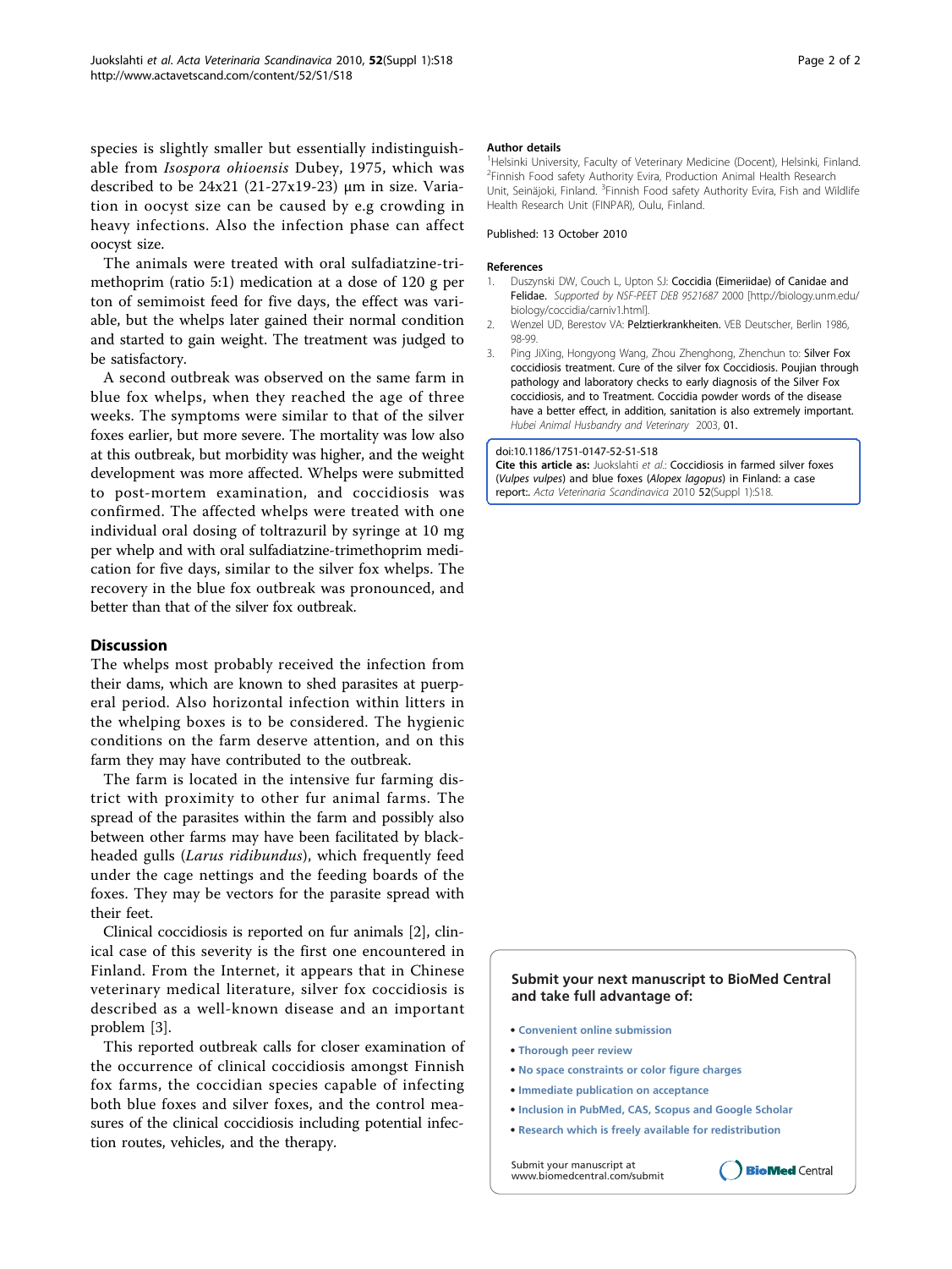species is slightly smaller but essentially indistinguishable from *Isospora ohioensis* Dubey, 1975, which was described to be 24x21 (21-27x19-23) µm in size. Variation in oocyst size can be caused by e.g crowding in heavy infections. Also the infection phase can affect oocyst size.

The animals were treated with oral sulfadiatzine-trimethoprim (ratio 5:1) medication at a dose of 120 g per ton of semimoist feed for five days, the effect was variable, but the whelps later gained their normal condition and started to gain weight. The treatment was judged to be satisfactory.

A second outbreak was observed on the same farm in blue fox whelps, when they reached the age of three weeks. The symptoms were similar to that of the silver foxes earlier, but more severe. The mortality was low also at this outbreak, but morbidity was higher, and the weight development was more affected. Whelps were submitted to post-mortem examination, and coccidiosis was confirmed. The affected whelps were treated with one individual oral dosing of toltrazuril by syringe at 10 mg per whelp and with oral sulfadiatzine-trimethoprim medication for five days, similar to the silver fox whelps. The recovery in the blue fox outbreak was pronounced, and better than that of the silver fox outbreak.

## Discussion

The whelps most probably received the infection from their dams, which are known to shed parasites at puerperal period. Also horizontal infection within litters in the whelping boxes is to be considered. The hygienic conditions on the farm deserve attention, and on this farm they may have contributed to the outbreak.

The farm is located in the intensive fur farming district with proximity to other fur animal farms. The spread of the parasites within the farm and possibly also between other farms may have been facilitated by black-headed gulls (*Larus ridibundus*), which frequently feed under the cage nettings and the feeding boards of the foxes. They may be vectors for the parasite spread with their feet.

Clinical coccidiosis is reported on fur animals [2], clinical case of this severity is the first one encountered in Finland. From the Internet, it appears that in Chinese veterinary medical literature, silver fox coccidiosis is described as a well-known disease and an important problem [3].

This reported outbreak calls for closer examination of the occurrence of clinical coccidiosis amongst Finnish fox farms, the coccidian species capable of infecting both blue foxes and silver foxes, and the control measures of the clinical coccidiosis including potential infection routes, vehicles, and the therapy.

### Author details

[1]Helsinki University, Faculty of Veterinary Medicine (Docent), Helsinki, Finland. [2]Finnish Food safety Authority Evira, Production Animal Health Research Unit, Seinäjoki, Finland. [3]Finnish Food safety Authority Evira, Fish and Wildlife Health Research Unit (FINPAR), Oulu, Finland.

Published: 13 October 2010

### References

1. Duszynski DW, Couch L, Upton SJ: **Coccidia (Eimeriidae) of Canidae and Felidae.** *Supported by NSF-PEET DEB 9521687* 2000 [http://biology.unm.edu/biology/coccidia/carniv1.html].
2. Wenzel UD, Berestov VA: **Pelztierkrankheiten.** VEB Deutscher, Berlin 1986, 98-99.
3. Ping JiXing, Hongyong Wang, Zhou Zhenghong, Zhenchun to: **Silver Fox coccidiosis treatment. Cure of the silver fox Coccidiosis. Poujian through pathology and laboratory checks to early diagnosis of the Silver Fox coccidiosis, and to Treatment. Coccidia powder words of the disease have a better effect, in addition, sanitation is also extremely important.** *Hubei Animal Husbandry and Veterinary* 2003, **01**.

doi:10.1186/1751-0147-52-S1-S18

**Cite this article as:** Juokslahti *et al.*: Coccidiosis in farmed silver foxes (*Vulpes vulpes*) and blue foxes (*Alopex lagopus*) in Finland: a case report:. *Acta Veterinaria Scandinavica* 2010 **52**(Suppl 1):S18.

**Submit your next manuscript to BioMed Central and take full advantage of:**

- Convenient online submission
- Thorough peer review
- No space constraints or color figure charges
- Immediate publication on acceptance
- Inclusion in PubMed, CAS, Scopus and Google Scholar
- Research which is freely available for redistribution

Submit your manuscript at www.biomedcentral.com/submit